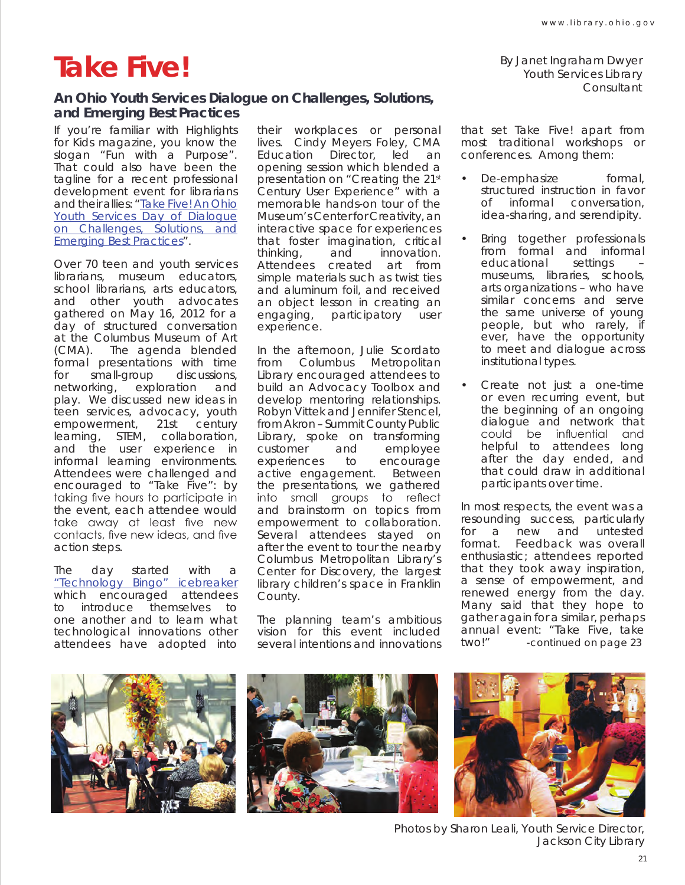# Take Five!

By Janet Ingraham Dwyer
Youth Services Library Consultant

## An Ohio Youth Services Dialogue on Challenges, Solutions, and Emerging Best Practices

If you're familiar with Highlights for Kids magazine, you know the slogan "Fun with a Purpose". That could also have been the tagline for a recent professional development event for librarians and their allies: "Take Five! An Ohio Youth Services Day of Dialogue on Challenges, Solutions, and Emerging Best Practices".

Over 70 teen and youth services librarians, museum educators, school librarians, arts educators, and other youth advocates gathered on May 16, 2012 for a day of structured conversation at the Columbus Museum of Art (CMA). The agenda blended formal presentations with time for small-group discussions, networking, exploration and play. We discussed new ideas in teen services, advocacy, youth empowerment, 21st century learning, STEM, collaboration, and the user experience in informal learning environments. Attendees were challenged and encouraged to "Take Five": by taking five hours to participate in the event, each attendee would take away at least five new contacts, five new ideas, and five action steps.

The day started with a "Technology Bingo" icebreaker which encouraged attendees to introduce themselves to one another and to learn what technological innovations other attendees have adopted into their workplaces or personal lives. Cindy Meyers Foley, CMA Education Director, led an opening session which blended a presentation on "Creating the 21st Century User Experience" with a memorable hands-on tour of the Museum's Center for Creativity, an interactive space for experiences that foster imagination, critical thinking, and innovation. Attendees created art from simple materials such as twist ties and aluminum foil, and received an object lesson in creating an engaging, participatory user experience.

In the afternoon, Julie Scordato from Columbus Metropolitan Library encouraged attendees to build an Advocacy Toolbox and develop mentoring relationships. Robyn Vittek and Jennifer Stencel, from Akron – Summit County Public Library, spoke on transforming customer and employee experiences to encourage active engagement. Between the presentations, we gathered into small groups to reflect and brainstorm on topics from empowerment to collaboration. Several attendees stayed on after the event to tour the nearby Columbus Metropolitan Library's Center for Discovery, the largest library children's space in Franklin County.

The planning team's ambitious vision for this event included several intentions and innovations that set Take Five! apart from most traditional workshops or conferences. Among them:

- De-emphasize formal, structured instruction in favor of informal conversation, idea-sharing, and serendipity.
- Bring together professionals from formal and informal educational settings – museums, libraries, schools, arts organizations – who have similar concerns and serve the same universe of young people, but who rarely, if ever, have the opportunity to meet and dialogue across institutional types.
- Create not just a one-time or even recurring event, but the beginning of an ongoing dialogue and network that could be influential and helpful to attendees long after the day ended, and that could draw in additional participants over time.

In most respects, the event was a resounding success, particularly for a new and untested format. Feedback was overall enthusiastic; attendees reported that they took away inspiration, a sense of empowerment, and renewed energy from the day. Many said that they hope to gather again for a similar, perhaps annual event: "Take Five, take two!" -continued on page 23

Photos by Sharon Leali, Youth Service Director, Jackson City Library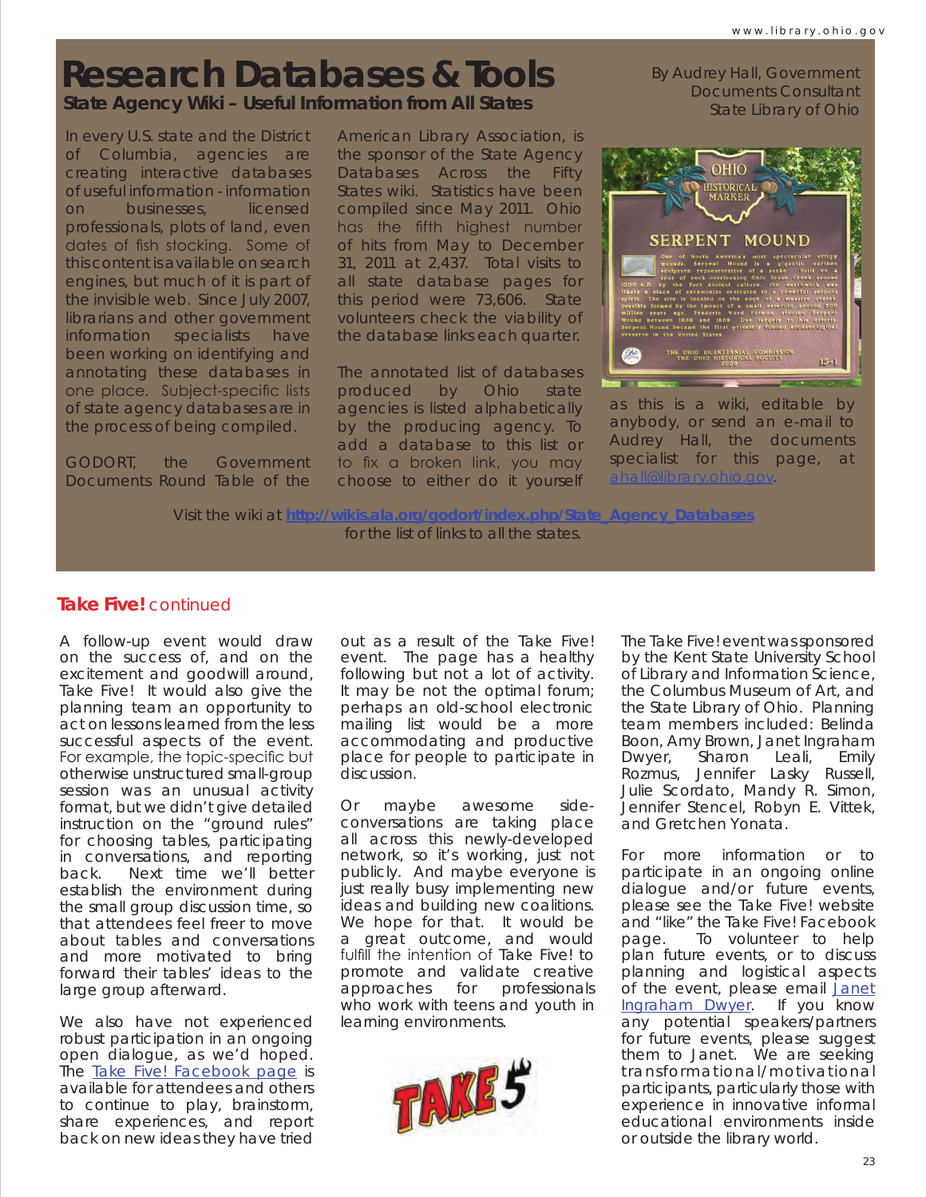# Research Databases & Tools

## State Agency Wiki – Useful Information from All States

By Audrey Hall, Government Documents Consultant
State Library of Ohio

In every U.S. state and the District of Columbia, agencies are creating interactive databases of useful information - information on businesses, licensed professionals, plots of land, even dates of fish stocking. Some of this content is available on search engines, but much of it is part of the invisible web. Since July 2007, librarians and other government information specialists have been working on identifying and annotating these databases in one place. Subject-specific lists of state agency databases are in the process of being compiled.

GODORT, the Government Documents Round Table of the American Library Association, is the sponsor of the State Agency Databases Across the Fifty States wiki. Statistics have been compiled since May 2011. Ohio has the fifth highest number of hits from May to December 31, 2011 at 2,437. Total visits to all state database pages for this period were 73,606. State volunteers check the viability of the database links each quarter.

The annotated list of databases produced by Ohio state agencies is listed alphabetically by the producing agency. To add a database to this list or to fix a broken link, you may choose to either do it yourself as this is a wiki, editable by anybody, or send an e-mail to Audrey Hall, the documents specialist for this page, at ahall@library.ohio.gov.

Visit the wiki at **http://wikis.ala.org/godort/index.php/State_Agency_Databases** for the list of links to all the states.

## **Take Five!** continued

A follow-up event would draw on the success of, and on the excitement and goodwill around, Take Five! It would also give the planning team an opportunity to act on lessons learned from the less successful aspects of the event. For example, the topic-specific but otherwise unstructured small-group session was an unusual activity format, but we didn't give detailed instruction on the "ground rules" for choosing tables, participating in conversations, and reporting back. Next time we'll better establish the environment during the small group discussion time, so that attendees feel freer to move about tables and conversations and more motivated to bring forward their tables' ideas to the large group afterward.

We also have not experienced robust participation in an ongoing open dialogue, as we'd hoped. The Take Five! Facebook page is available for attendees and others to continue to play, brainstorm, share experiences, and report back on new ideas they have tried out as a result of the Take Five! event. The page has a healthy following but not a lot of activity. It may be not the optimal forum; perhaps an old-school electronic mailing list would be a more accommodating and productive place for people to participate in discussion.

Or maybe awesome side-conversations are taking place all across this newly-developed network, so it's working, just not publicly. And maybe everyone is just really busy implementing new ideas and building new coalitions. We hope for that. It would be a great outcome, and would fulfill the intention of Take Five! to promote and validate creative approaches for professionals who work with teens and youth in learning environments.

The Take Five! event was sponsored by the Kent State University School of Library and Information Science, the Columbus Museum of Art, and the State Library of Ohio. Planning team members included: Belinda Boon, Amy Brown, Janet Ingraham Dwyer, Sharon Leali, Emily Rozmus, Jennifer Lasky Russell, Julie Scordato, Mandy R. Simon, Jennifer Stencel, Robyn E. Vittek, and Gretchen Yonata.

For more information or to participate in an ongoing online dialogue and/or future events, please see the Take Five! website and "like" the Take Five! Facebook page. To volunteer to help plan future events, or to discuss planning and logistical aspects of the event, please email Janet Ingraham Dwyer. If you know any potential speakers/partners for future events, please suggest them to Janet. We are seeking transformational/motivational participants, particularly those with experience in innovative informal educational environments inside or outside the library world.